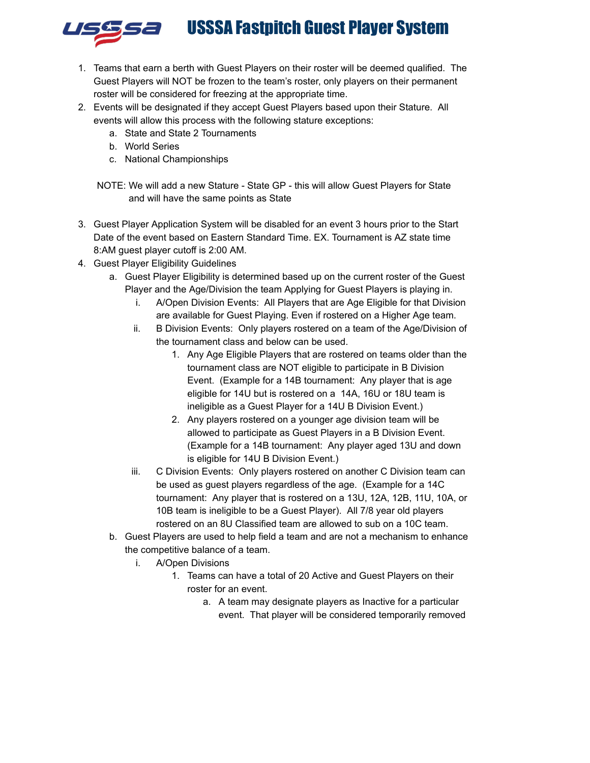# USSSA Fastpitch Guest Player System

1. Teams that earn a berth with Guest Players on their roster will be deemed qualified. The Guest Players will NOT be frozen to the team's roster, only players on their permanent roster will be considered for freezing at the appropriate time.
2. Events will be designated if they accept Guest Players based upon their Stature. All events will allow this process with the following stature exceptions:
   a. State and State 2 Tournaments
   b. World Series
   c. National Championships

   NOTE: We will add a new Stature - State GP - this will allow Guest Players for State and will have the same points as State

3. Guest Player Application System will be disabled for an event 3 hours prior to the Start Date of the event based on Eastern Standard Time. EX. Tournament is AZ state time 8:AM guest player cutoff is 2:00 AM.
4. Guest Player Eligibility Guidelines
   a. Guest Player Eligibility is determined based up on the current roster of the Guest Player and the Age/Division the team Applying for Guest Players is playing in.
      i. A/Open Division Events: All Players that are Age Eligible for that Division are available for Guest Playing. Even if rostered on a Higher Age team.
      ii. B Division Events: Only players rostered on a team of the Age/Division of the tournament class and below can be used.
         1. Any Age Eligible Players that are rostered on teams older than the tournament class are NOT eligible to participate in B Division Event. (Example for a 14B tournament: Any player that is age eligible for 14U but is rostered on a 14A, 16U or 18U team is ineligible as a Guest Player for a 14U B Division Event.)
         2. Any players rostered on a younger age division team will be allowed to participate as Guest Players in a B Division Event. (Example for a 14B tournament: Any player aged 13U and down is eligible for 14U B Division Event.)
      iii. C Division Events: Only players rostered on another C Division team can be used as guest players regardless of the age. (Example for a 14C tournament: Any player that is rostered on a 13U, 12A, 12B, 11U, 10A, or 10B team is ineligible to be a Guest Player). All 7/8 year old players rostered on an 8U Classified team are allowed to sub on a 10C team.
   b. Guest Players are used to help field a team and are not a mechanism to enhance the competitive balance of a team.
      i. A/Open Divisions
         1. Teams can have a total of 20 Active and Guest Players on their roster for an event.
            a. A team may designate players as Inactive for a particular event. That player will be considered temporarily removed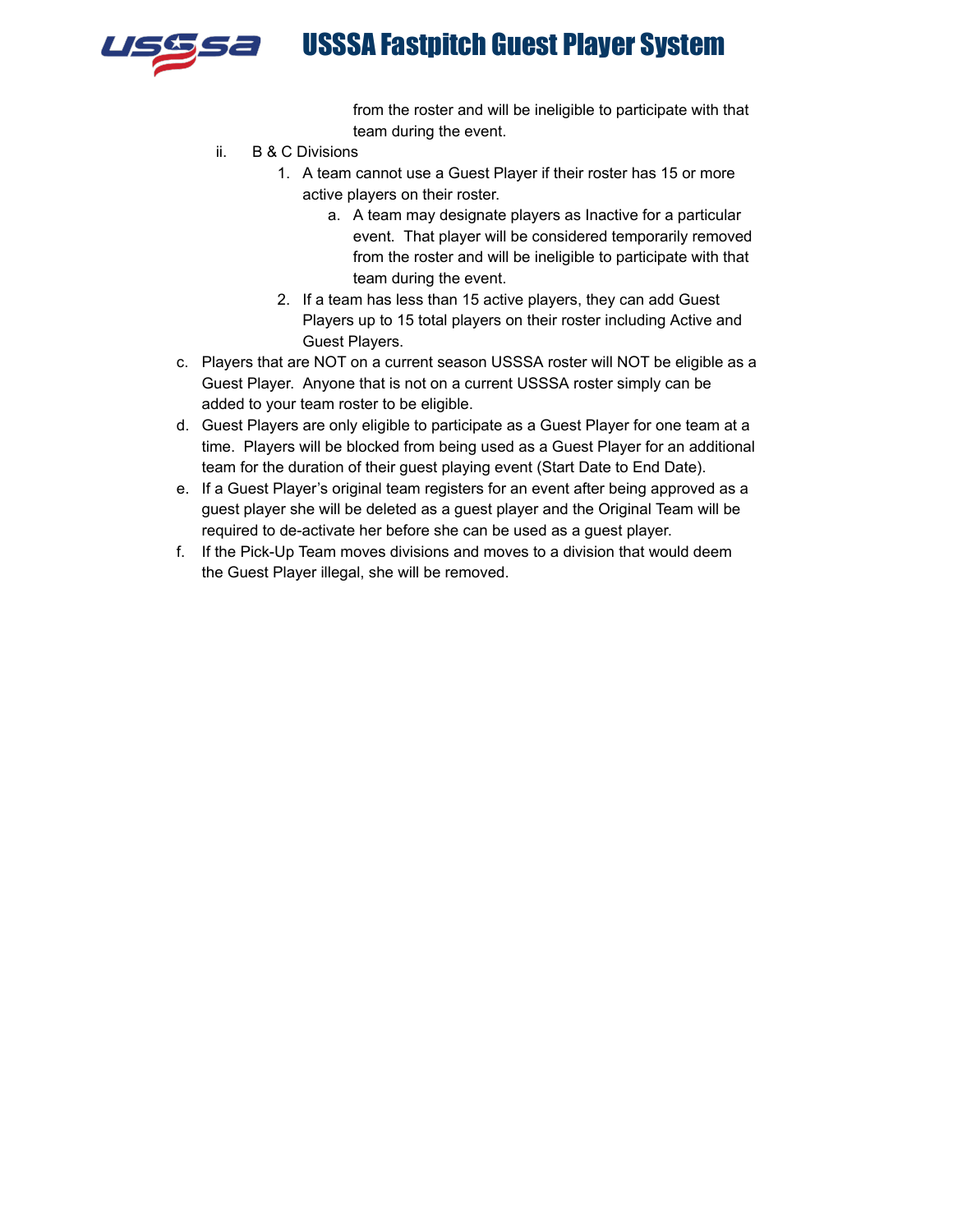from the roster and will be ineligible to participate with that team during the event.

- ii. B & C Divisions
  1. A team cannot use a Guest Player if their roster has 15 or more active players on their roster.
     - a. A team may designate players as Inactive for a particular event. That player will be considered temporarily removed from the roster and will be ineligible to participate with that team during the event.
  2. If a team has less than 15 active players, they can add Guest Players up to 15 total players on their roster including Active and Guest Players.

- c. Players that are NOT on a current season USSSA roster will NOT be eligible as a Guest Player. Anyone that is not on a current USSSA roster simply can be added to your team roster to be eligible.
- d. Guest Players are only eligible to participate as a Guest Player for one team at a time. Players will be blocked from being used as a Guest Player for an additional team for the duration of their guest playing event (Start Date to End Date).
- e. If a Guest Player's original team registers for an event after being approved as a guest player she will be deleted as a guest player and the Original Team will be required to de-activate her before she can be used as a guest player.
- f. If the Pick-Up Team moves divisions and moves to a division that would deem the Guest Player illegal, she will be removed.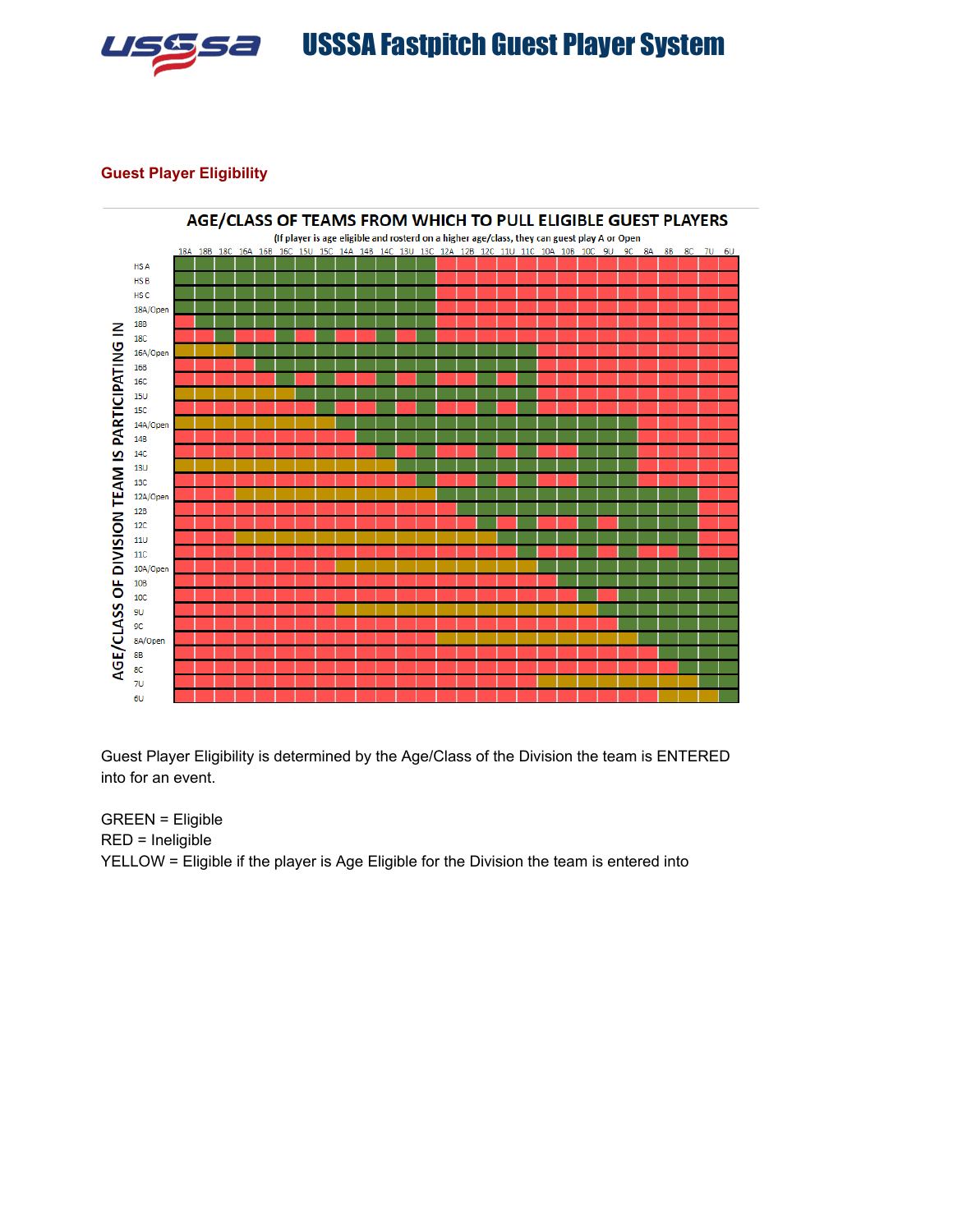# USSSA Fastpitch Guest Player System

## Guest Player Eligibility

**AGE/CLASS OF TEAMS FROM WHICH TO PULL ELIGIBLE GUEST PLAYERS**

(If player is age eligible and rosterd on a higher age/class, they can guest play A or Open)

Rows: AGE/CLASS OF DIVISION TEAM IS PARTICIPATING IN

| | 18A | 18B | 18C | 16A | 16B | 16C | 15U | 15C | 14A | 14B | 14C | 13U | 13C | 12A | 12B | 12C | 11U | 11C | 10A | 10B | 10C | 9U | 9C | 8A | 8B | 8C | 7U | 6U |
|---|---|---|---|---|---|---|---|---|---|---|---|---|---|---|---|---|---|---|---|---|---|---|---|---|---|---|---|---|
| HS A | G | G | G | G | G | G | G | G | G | G | G | G | G | R | R | R | R | R | R | R | R | R | R | R | R | R | R | R |
| HS B | G | G | G | G | G | G | G | G | G | G | G | G | G | R | R | R | R | R | R | R | R | R | R | R | R | R | R | R |
| HS C | G | G | G | G | G | G | G | G | G | G | G | G | G | R | R | R | R | R | R | R | R | R | R | R | R | R | R | R |
| 18A/Open | G | G | G | G | G | G | G | G | G | G | G | G | G | R | R | R | R | R | R | R | R | R | R | R | R | R | R | R |
| 18B | R | G | G | G | G | G | G | G | G | G | G | G | G | R | R | R | R | R | R | R | R | R | R | R | R | R | R | R |
| 18C | R | R | G | R | R | G | R | G | R | R | G | R | G | R | R | R | R | R | R | R | R | R | R | R | R | R | R | R |
| 16A/Open | Y | Y | Y | G | G | G | G | G | G | G | G | G | G | G | G | G | G | G | R | R | R | R | R | R | R | R | R | R |
| 16B | R | R | R | R | G | G | G | G | G | G | G | G | G | G | G | G | G | G | R | R | R | R | R | R | R | R | R | R |
| 16C | R | R | R | R | R | G | R | G | R | R | G | R | G | R | R | G | R | G | R | R | R | R | R | R | R | R | R | R |
| 15U | Y | Y | Y | Y | Y | Y | G | G | G | G | G | G | G | G | G | G | G | G | R | R | R | R | R | R | R | R | R | R |
| 15C | R | R | R | R | R | R | R | G | R | R | G | R | G | R | R | G | R | G | R | R | R | R | R | R | R | R | R | R |
| 14A/Open | Y | Y | Y | Y | Y | Y | Y | Y | G | G | G | G | G | G | G | G | G | G | G | G | G | G | G | R | R | R | R | R |
| 14B | R | R | R | R | R | R | R | R | R | G | G | G | G | G | G | G | G | G | G | G | G | G | G | R | R | R | R | R |
| 14C | R | R | R | R | R | R | R | R | R | R | G | R | G | R | R | G | R | G | R | R | G | G | G | R | R | R | R | R |
| 13U | Y | Y | Y | Y | Y | Y | Y | Y | Y | Y | Y | G | G | G | G | G | G | G | G | G | G | G | G | R | R | R | R | R |
| 13C | R | R | R | R | R | R | R | R | R | R | R | R | G | R | R | G | R | G | R | R | G | G | G | R | R | R | R | R |
| 12A/Open | R | R | R | Y | Y | Y | Y | Y | Y | Y | Y | Y | Y | G | G | G | G | G | G | G | G | G | G | G | G | G | R | R |
| 12B | R | R | R | R | R | R | R | R | R | R | R | R | R | R | G | G | G | G | G | G | G | G | G | G | G | G | R | R |
| 12C | R | R | R | R | R | R | R | R | R | R | R | R | R | R | R | G | R | G | R | R | G | R | G | G | G | G | R | R |
| 11U | R | R | R | Y | Y | Y | Y | Y | Y | Y | Y | Y | Y | Y | Y | Y | G | G | G | G | G | G | G | G | G | G | R | R |
| 11C | R | R | R | R | R | R | R | R | R | R | R | R | R | R | R | R | R | G | R | R | G | R | G | R | R | G | R | R |
| 10A/Open | R | R | R | R | R | R | R | R | Y | Y | Y | Y | Y | Y | Y | Y | Y | Y | G | G | G | G | G | G | G | G | G | G |
| 10B | R | R | R | R | R | R | R | R | R | R | R | R | R | R | R | R | R | R | R | G | G | G | G | G | G | G | G | G |
| 10C | R | R | R | R | R | R | R | R | R | R | R | R | R | R | R | R | R | R | R | R | G | R | G | G | G | G | G | G |
| 9U | R | R | R | R | R | R | R | R | Y | Y | Y | Y | Y | Y | Y | Y | Y | Y | Y | Y | Y | G | G | G | G | G | G | G |
| 9C | R | R | R | R | R | R | R | R | R | R | R | R | R | R | R | R | R | R | R | R | R | R | G | G | G | G | G | G |
| 8A/Open | R | R | R | R | R | R | R | R | R | R | R | R | R | Y | Y | Y | Y | Y | Y | Y | Y | Y | Y | G | G | G | G | G |
| 8B | R | R | R | R | R | R | R | R | R | R | R | R | R | R | R | R | R | R | R | R | R | R | R | R | G | G | G | G |
| 8C | R | R | R | R | R | R | R | R | R | R | R | R | R | R | R | R | R | R | R | R | R | R | R | R | R | G | G | G |
| 7U | R | R | R | R | R | R | R | R | R | R | R | R | R | R | R | R | R | R | Y | Y | Y | Y | Y | Y | Y | Y | G | G |
| 6U | R | R | R | R | R | R | R | R | R | R | R | R | R | R | R | R | R | R | R | R | R | R | R | R | Y | Y | Y | G |

Guest Player Eligibility is determined by the Age/Class of the Division the team is ENTERED into for an event.

GREEN = Eligible
RED = Ineligible
YELLOW = Eligible if the player is Age Eligible for the Division the team is entered into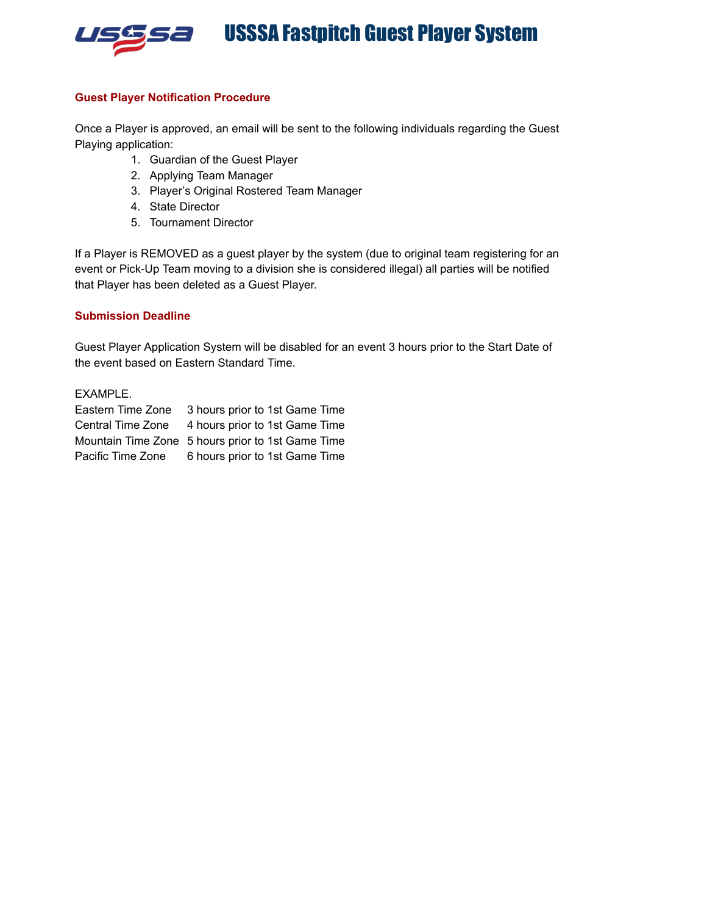# USSSA Fastpitch Guest Player System

### Guest Player Notification Procedure

Once a Player is approved, an email will be sent to the following individuals regarding the Guest Playing application:

1. Guardian of the Guest Player
2. Applying Team Manager
3. Player's Original Rostered Team Manager
4. State Director
5. Tournament Director

If a Player is REMOVED as a guest player by the system (due to original team registering for an event or Pick-Up Team moving to a division she is considered illegal) all parties will be notified that Player has been deleted as a Guest Player.

### Submission Deadline

Guest Player Application System will be disabled for an event 3 hours prior to the Start Date of the event based on Eastern Standard Time.

EXAMPLE.

| | |
|---|---|
| Eastern Time Zone | 3 hours prior to 1st Game Time |
| Central Time Zone | 4 hours prior to 1st Game Time |
| Mountain Time Zone | 5 hours prior to 1st Game Time |
| Pacific Time Zone | 6 hours prior to 1st Game Time |